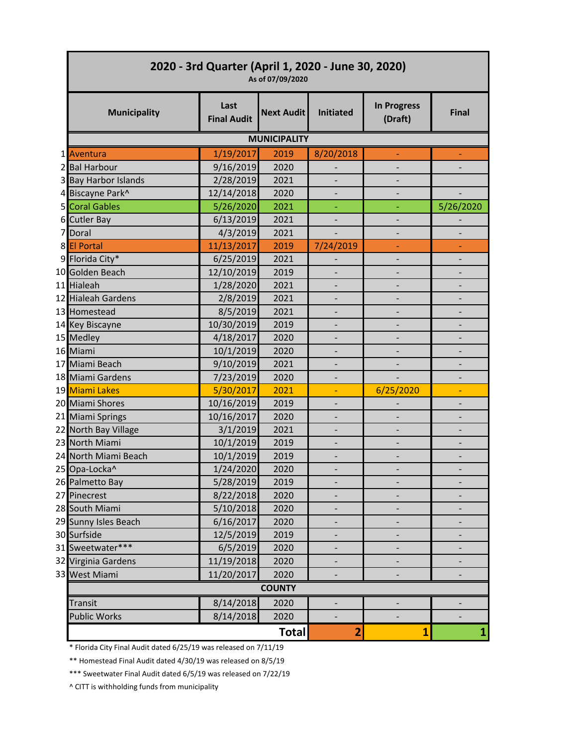# 2020 - 3rd Quarter (April 1, 2020 - June 30, 2020)

As of 07/09/2020

| # | Municipality | Last Final Audit | Next Audit | Initiated | In Progress (Draft) | Final |
|---|---|---|---|---|---|---|
| | **MUNICIPALITY** | | | | | |
| 1 | Aventura | 1/19/2017 | 2019 | 8/20/2018 | - | - |
| 2 | Bal Harbour | 9/16/2019 | 2020 | - | - | - |
| 3 | Bay Harbor Islands | 2/28/2019 | 2021 | - | - | |
| 4 | Biscayne Park^ | 12/14/2018 | 2020 | - | - | - |
| 5 | Coral Gables | 5/26/2020 | 2021 | - | - | 5/26/2020 |
| 6 | Cutler Bay | 6/13/2019 | 2021 | - | - | - |
| 7 | Doral | 4/3/2019 | 2021 | - | - | - |
| 8 | El Portal | 11/13/2017 | 2019 | 7/24/2019 | - | - |
| 9 | Florida City* | 6/25/2019 | 2021 | - | - | - |
| 10 | Golden Beach | 12/10/2019 | 2019 | - | - | - |
| 11 | Hialeah | 1/28/2020 | 2021 | - | - | - |
| 12 | Hialeah Gardens | 2/8/2019 | 2021 | - | - | - |
| 13 | Homestead | 8/5/2019 | 2021 | - | - | - |
| 14 | Key Biscayne | 10/30/2019 | 2019 | - | - | - |
| 15 | Medley | 4/18/2017 | 2020 | - | - | - |
| 16 | Miami | 10/1/2019 | 2020 | - | - | - |
| 17 | Miami Beach | 9/10/2019 | 2021 | - | - | - |
| 18 | Miami Gardens | 7/23/2019 | 2020 | - | - | - |
| 19 | Miami Lakes | 5/30/2017 | 2021 | - | 6/25/2020 | - |
| 20 | Miami Shores | 10/16/2019 | 2019 | - | - | - |
| 21 | Miami Springs | 10/16/2017 | 2020 | - | - | - |
| 22 | North Bay Village | 3/1/2019 | 2021 | - | - | - |
| 23 | North Miami | 10/1/2019 | 2019 | - | - | - |
| 24 | North Miami Beach | 10/1/2019 | 2019 | - | - | - |
| 25 | Opa-Locka^ | 1/24/2020 | 2020 | - | - | - |
| 26 | Palmetto Bay | 5/28/2019 | 2019 | - | - | - |
| 27 | Pinecrest | 8/22/2018 | 2020 | - | - | - |
| 28 | South Miami | 5/10/2018 | 2020 | - | - | - |
| 29 | Sunny Isles Beach | 6/16/2017 | 2020 | - | - | - |
| 30 | Surfside | 12/5/2019 | 2019 | - | - | - |
| 31 | Sweetwater*** | 6/5/2019 | 2020 | - | - | - |
| 32 | Virginia Gardens | 11/19/2018 | 2020 | - | - | - |
| 33 | West Miami | 11/20/2017 | 2020 | - | - | - |
| | **COUNTY** | | | | | |
| | Transit | 8/14/2018 | 2020 | - | - | - |
| | Public Works | 8/14/2018 | 2020 | - | - | - |
| | | | **Total** | **2** | **1** | **1** |

\* Florida City Final Audit dated 6/25/19 was released on 7/11/19

** Homestead Final Audit dated 4/30/19 was released on 8/5/19

*** Sweetwater Final Audit dated 6/5/19 was released on 7/22/19

^ CITT is withholding funds from municipality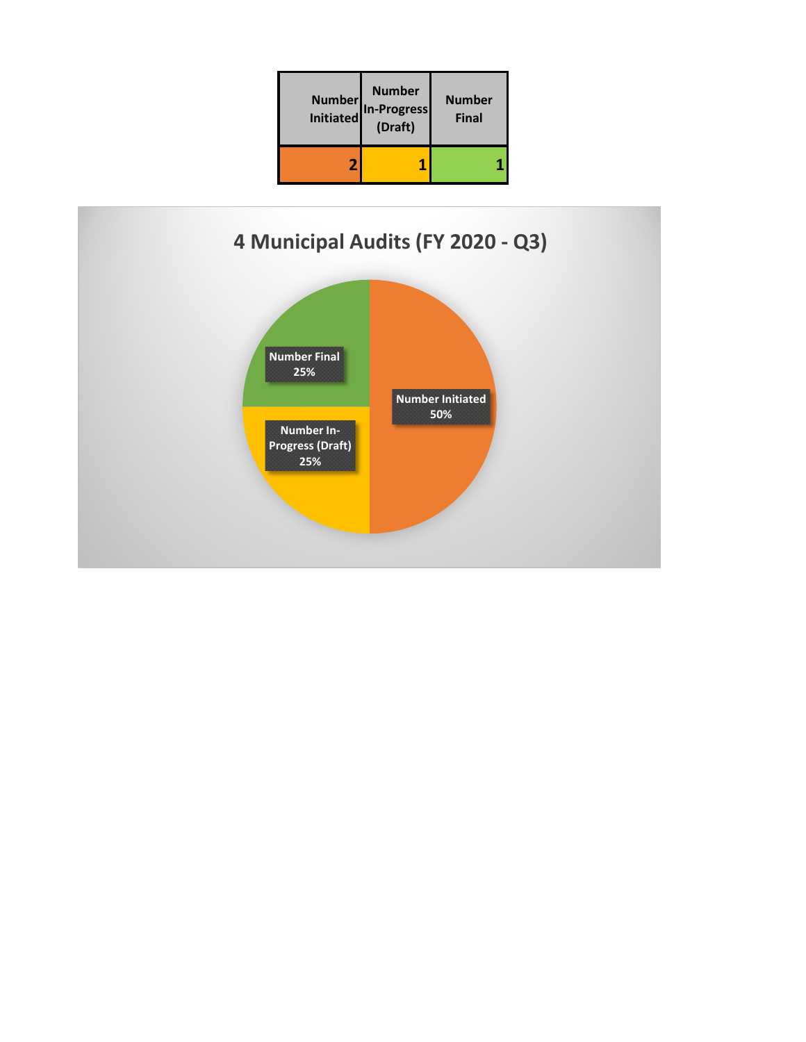| Number Initiated | Number In-Progress (Draft) | Number Final |
|---|---|---|
| 2 | 1 | 1 |

4 Municipal Audits (FY 2020 - Q3)

Number Final
25%

Number Initiated
50%

Number In-Progress (Draft)
25%